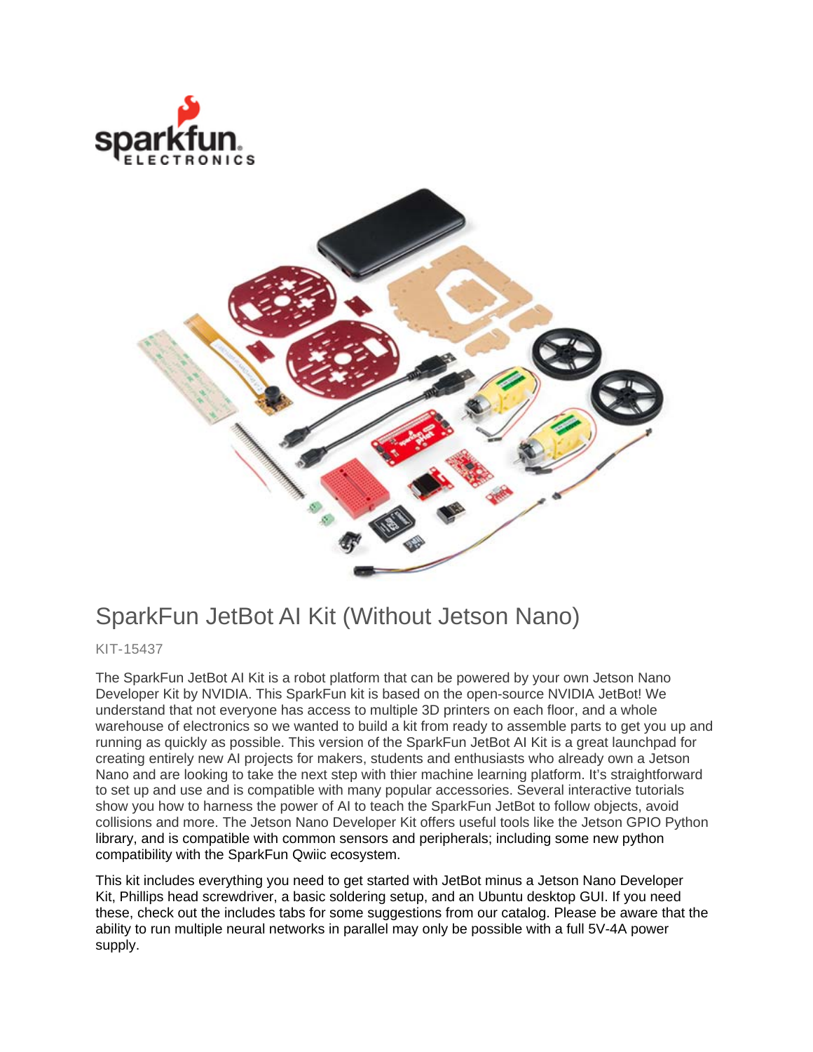# SparkFun JetBot AI Kit (Without Jetson Nano)

KIT-15437

The SparkFun JetBot AI Kit is a robot platform that can be powered by your own Jetson Nano Developer Kit by NVIDIA. This SparkFun kit is based on the open-source NVIDIA JetBot! We understand that not everyone has access to multiple 3D printers on each floor, and a whole warehouse of electronics so we wanted to build a kit from ready to assemble parts to get you up and running as quickly as possible. This version of the SparkFun JetBot AI Kit is a great launchpad for creating entirely new AI projects for makers, students and enthusiasts who already own a Jetson Nano and are looking to take the next step with thier machine learning platform. It's straightforward to set up and use and is compatible with many popular accessories. Several interactive tutorials show you how to harness the power of AI to teach the SparkFun JetBot to follow objects, avoid collisions and more. The Jetson Nano Developer Kit offers useful tools like the Jetson GPIO Python library, and is compatible with common sensors and peripherals; including some new python compatibility with the SparkFun Qwiic ecosystem.

This kit includes everything you need to get started with JetBot minus a Jetson Nano Developer Kit, Phillips head screwdriver, a basic soldering setup, and an Ubuntu desktop GUI. If you need these, check out the includes tabs for some suggestions from our catalog. Please be aware that the ability to run multiple neural networks in parallel may only be possible with a full 5V-4A power supply.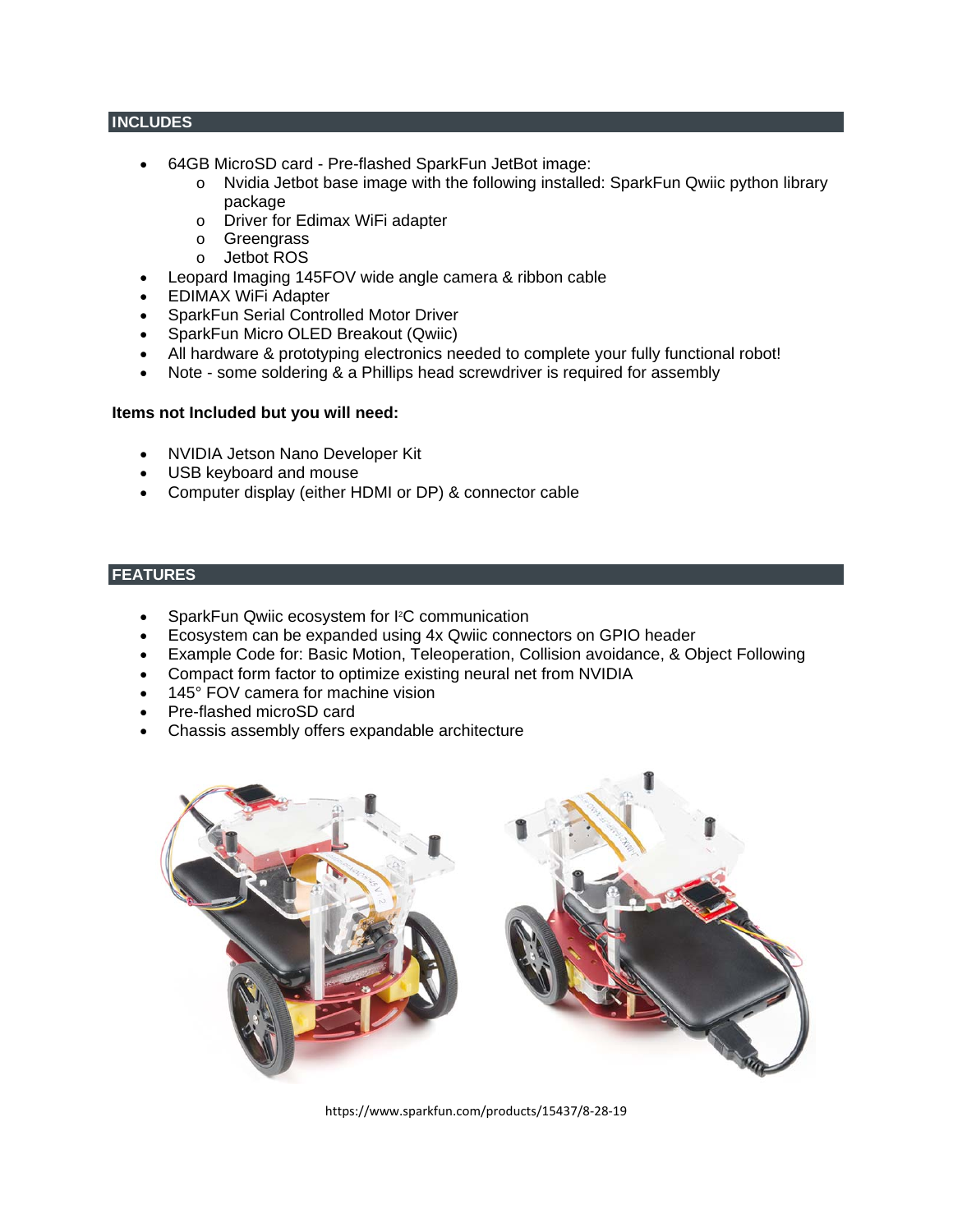## INCLUDES

- 64GB MicroSD card - Pre-flashed SparkFun JetBot image:
  - Nvidia Jetbot base image with the following installed: SparkFun Qwiic python library package
  - Driver for Edimax WiFi adapter
  - Greengrass
  - Jetbot ROS
- Leopard Imaging 145FOV wide angle camera & ribbon cable
- EDIMAX WiFi Adapter
- SparkFun Serial Controlled Motor Driver
- SparkFun Micro OLED Breakout (Qwiic)
- All hardware & prototyping electronics needed to complete your fully functional robot!
- Note - some soldering & a Phillips head screwdriver is required for assembly

**Items not Included but you will need:**

- NVIDIA Jetson Nano Developer Kit
- USB keyboard and mouse
- Computer display (either HDMI or DP) & connector cable

## FEATURES

- SparkFun Qwiic ecosystem for I²C communication
- Ecosystem can be expanded using 4x Qwiic connectors on GPIO header
- Example Code for: Basic Motion, Teleoperation, Collision avoidance, & Object Following
- Compact form factor to optimize existing neural net from NVIDIA
- 145° FOV camera for machine vision
- Pre-flashed microSD card
- Chassis assembly offers expandable architecture

https://www.sparkfun.com/products/15437/8-28-19